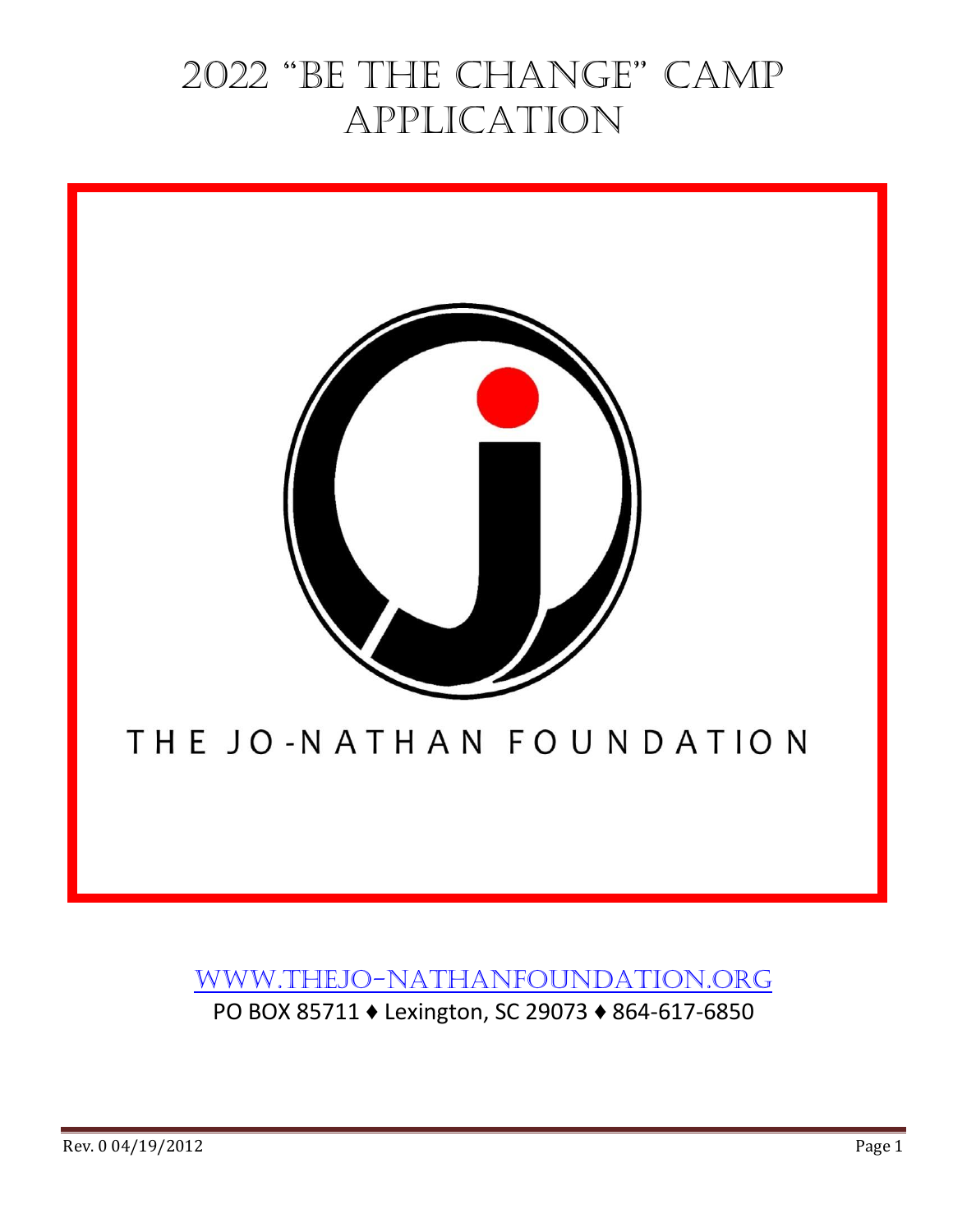# 2022 "Be the Change" Camp Application

THE JO-NATHAN FOUNDATION

[WWW.THEJO-NATHANFOUNDATION.ORG](http://www.thejo-nathanfoundation.org)

PO BOX 85711 ♦ Lexington, SC 29073 ♦ 864-617-6850

Rev. 0 04/19/2012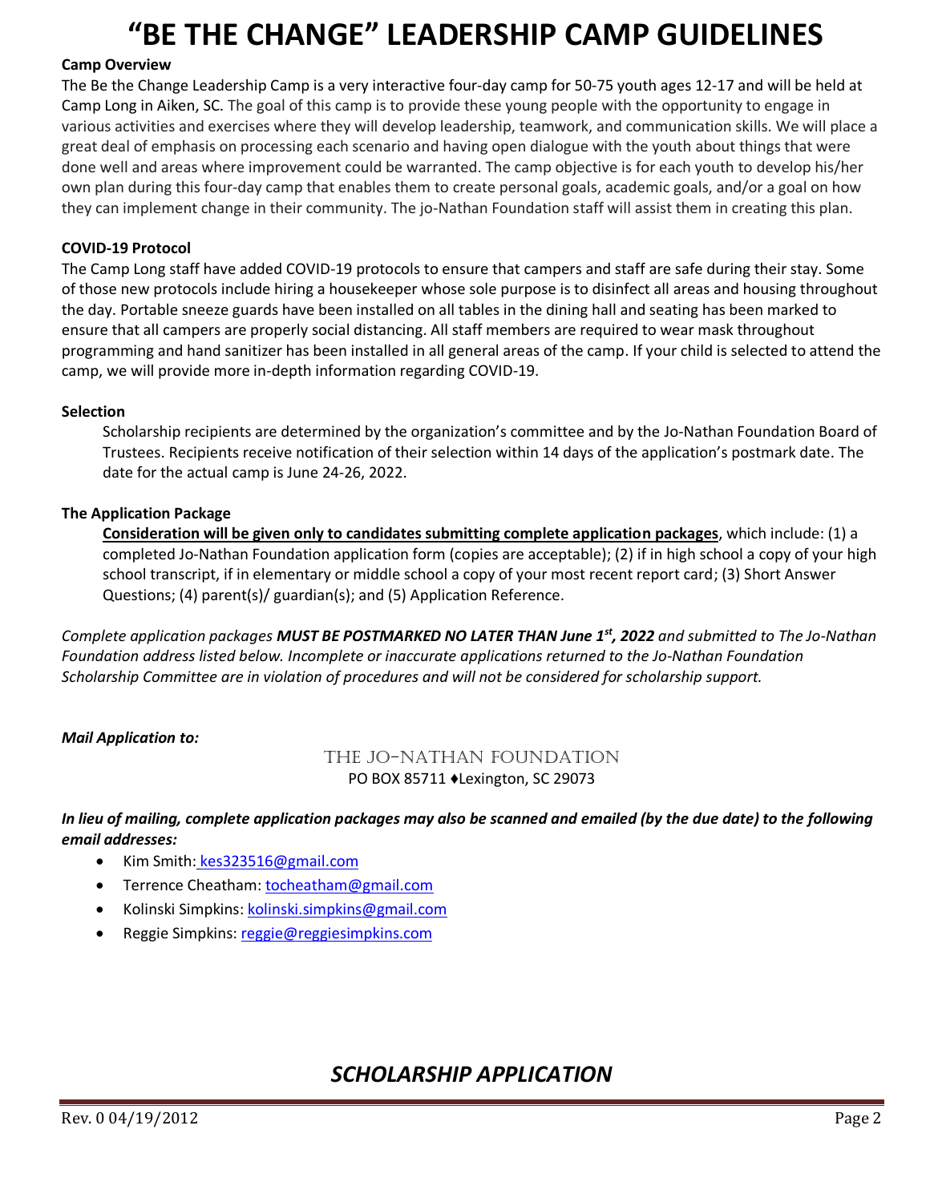# "BE THE CHANGE" LEADERSHIP CAMP GUIDELINES

**Camp Overview**

The Be the Change Leadership Camp is a very interactive four-day camp for 50-75 youth ages 12-17 and will be held at Camp Long in Aiken, SC. The goal of this camp is to provide these young people with the opportunity to engage in various activities and exercises where they will develop leadership, teamwork, and communication skills. We will place a great deal of emphasis on processing each scenario and having open dialogue with the youth about things that were done well and areas where improvement could be warranted. The camp objective is for each youth to develop his/her own plan during this four-day camp that enables them to create personal goals, academic goals, and/or a goal on how they can implement change in their community. The jo-Nathan Foundation staff will assist them in creating this plan.

**COVID-19 Protocol**

The Camp Long staff have added COVID-19 protocols to ensure that campers and staff are safe during their stay. Some of those new protocols include hiring a housekeeper whose sole purpose is to disinfect all areas and housing throughout the day. Portable sneeze guards have been installed on all tables in the dining hall and seating has been marked to ensure that all campers are properly social distancing. All staff members are required to wear mask throughout programming and hand sanitizer has been installed in all general areas of the camp. If your child is selected to attend the camp, we will provide more in-depth information regarding COVID-19.

**Selection**

Scholarship recipients are determined by the organization's committee and by the Jo-Nathan Foundation Board of Trustees. Recipients receive notification of their selection within 14 days of the application's postmark date. The date for the actual camp is June 24-26, 2022.

**The Application Package**

**Consideration will be given only to candidates submitting complete application packages**, which include: (1) a completed Jo-Nathan Foundation application form (copies are acceptable); (2) if in high school a copy of your high school transcript, if in elementary or middle school a copy of your most recent report card; (3) Short Answer Questions; (4) parent(s)/ guardian(s); and (5) Application Reference.

*Complete application packages **MUST BE POSTMARKED NO LATER THAN June 1st, 2022** and submitted to The Jo-Nathan Foundation address listed below. Incomplete or inaccurate applications returned to the Jo-Nathan Foundation Scholarship Committee are in violation of procedures and will not be considered for scholarship support.*

***Mail Application to:***

THE JO-NATHAN FOUNDATION
PO BOX 85711 ♦Lexington, SC 29073

***In lieu of mailing, complete application packages may also be scanned and emailed (by the due date) to the following email addresses:***

- Kim Smith: kes323516@gmail.com
- Terrence Cheatham: tocheatham@gmail.com
- Kolinski Simpkins: kolinski.simpkins@gmail.com
- Reggie Simpkins: reggie@reggiesimpkins.com

## *SCHOLARSHIP APPLICATION*

Rev. 0 04/19/2012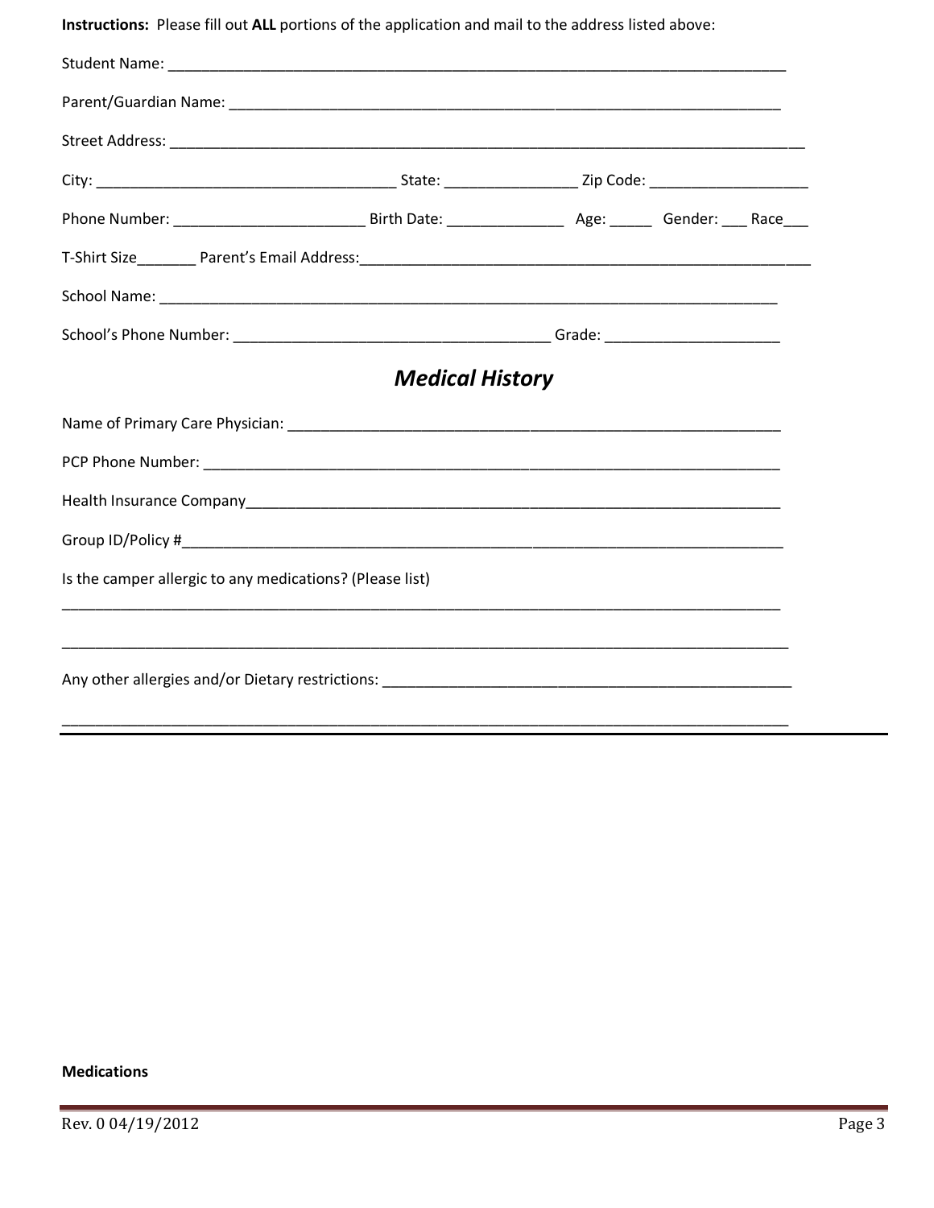**Instructions:** Please fill out **ALL** portions of the application and mail to the address listed above:

Student Name: ___________________________________________________________________________

Parent/Guardian Name: _____________________________________________________________________

Street Address: ______________________________________________________________________________

City: ___________________________________ State: _______________ Zip Code: ___________________

Phone Number: ______________________ Birth Date: _____________ Age: _____ Gender: ___ Race___

T-Shirt Size_______ Parent's Email Address:__________________________________________________

School Name: _______________________________________________________________________________

School's Phone Number: ______________________________________ Grade: _____________________

## *Medical History*

Name of Primary Care Physician: ___________________________________________________________

PCP Phone Number: __________________________________________________________________________

Health Insurance Company__________________________________________________________________

Group ID/Policy #__________________________________________________________________________

Is the camper allergic to any medications? (Please list)

_____________________________________________________________________________________________

_____________________________________________________________________________________________

Any other allergies and/or Dietary restrictions: ______________________________________________

_____________________________________________________________________________________________

**Medications**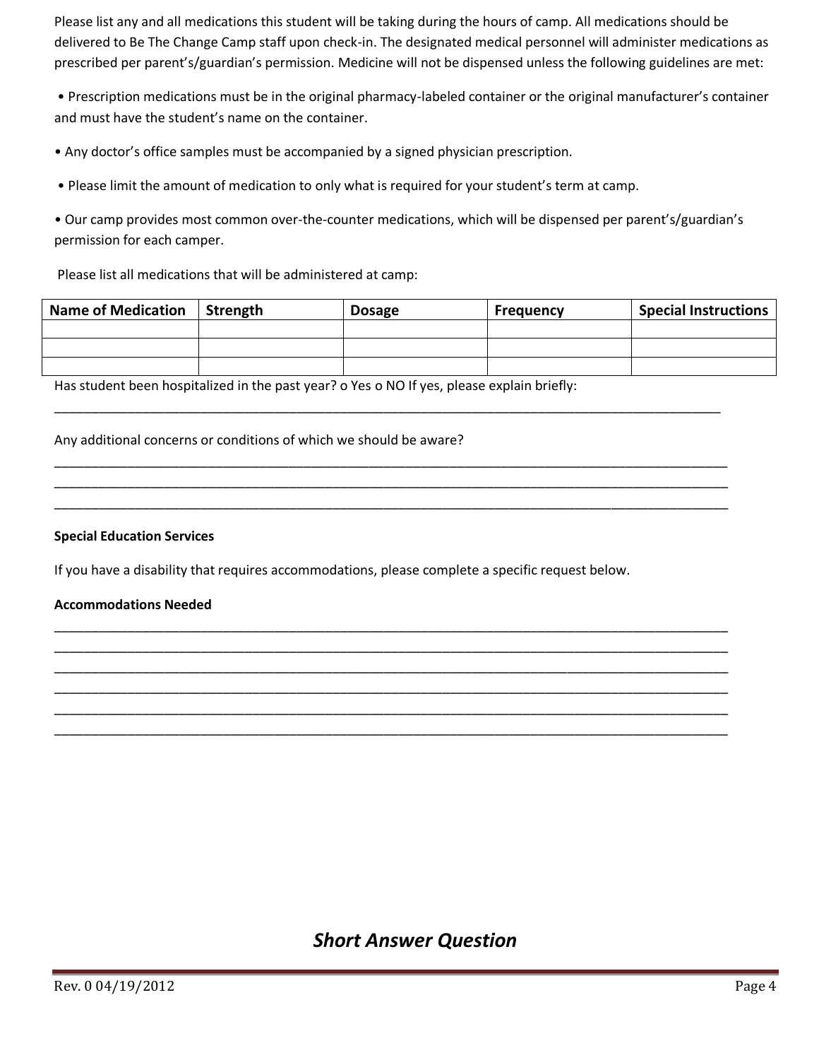Please list any and all medications this student will be taking during the hours of camp. All medications should be delivered to Be The Change Camp staff upon check-in. The designated medical personnel will administer medications as prescribed per parent's/guardian's permission. Medicine will not be dispensed unless the following guidelines are met:

• Prescription medications must be in the original pharmacy-labeled container or the original manufacturer's container and must have the student's name on the container.

• Any doctor's office samples must be accompanied by a signed physician prescription.

• Please limit the amount of medication to only what is required for your student's term at camp.

• Our camp provides most common over-the-counter medications, which will be dispensed per parent's/guardian's permission for each camper.

Please list all medications that will be administered at camp:

| Name of Medication | Strength | Dosage | Frequency | Special Instructions |
|---|---|---|---|---|
| | | | | |
| | | | | |
| | | | | |

Has student been hospitalized in the past year? o Yes o NO If yes, please explain briefly:

_______________________________________________________________________________________________

Any additional concerns or conditions of which we should be aware?

_______________________________________________________________________________________________
_______________________________________________________________________________________________
_______________________________________________________________________________________________

**Special Education Services**

If you have a disability that requires accommodations, please complete a specific request below.

**Accommodations Needed**

_______________________________________________________________________________________________
_______________________________________________________________________________________________
_______________________________________________________________________________________________
_______________________________________________________________________________________________
_______________________________________________________________________________________________
_______________________________________________________________________________________________

## *Short Answer Question*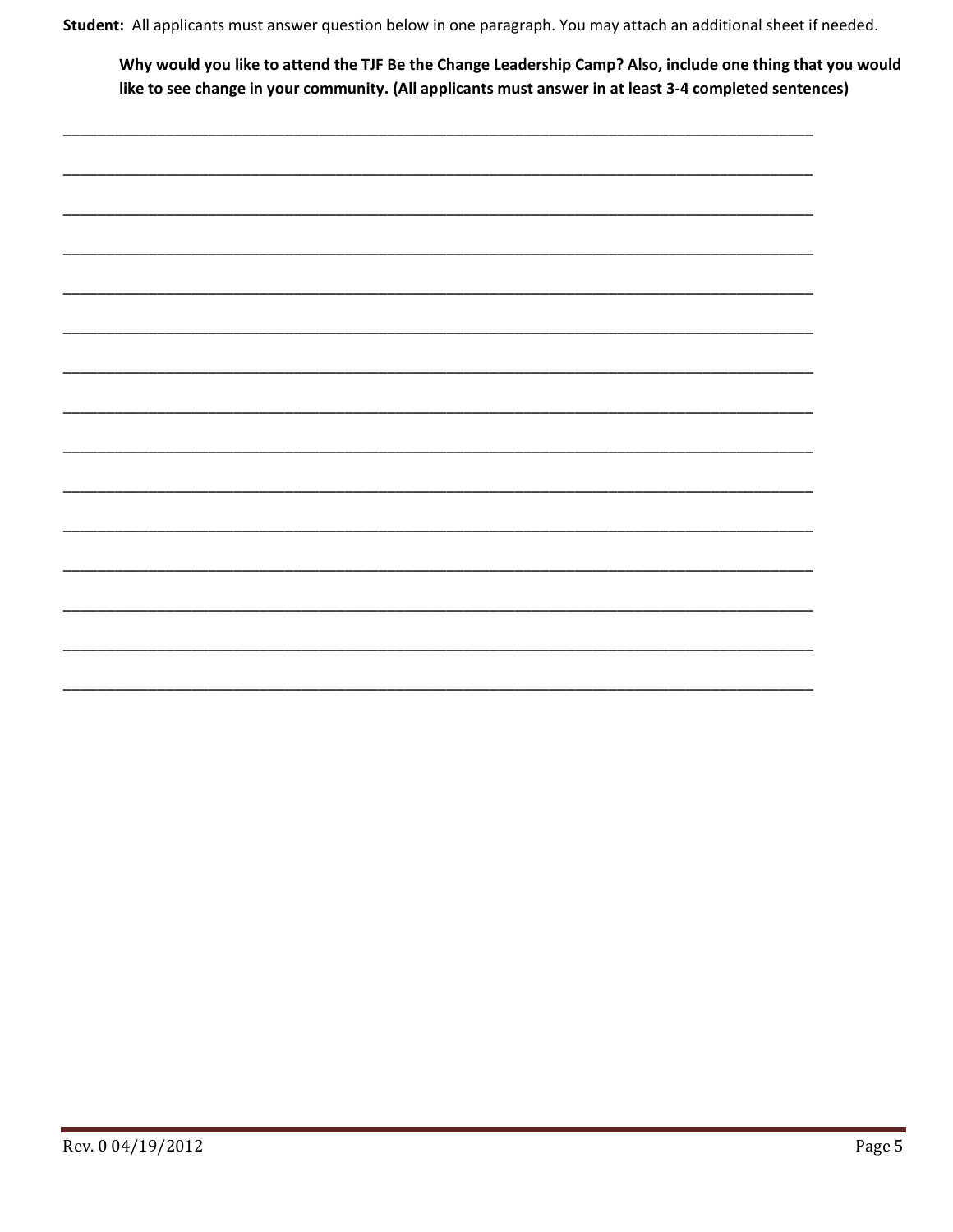**Student:** All applicants must answer question below in one paragraph. You may attach an additional sheet if needed.

**Why would you like to attend the TJF Be the Change Leadership Camp? Also, include one thing that you would like to see change in your community. (All applicants must answer in at least 3-4 completed sentences)**

_______________________________________________________________________________

_______________________________________________________________________________

_______________________________________________________________________________

_______________________________________________________________________________

_______________________________________________________________________________

_______________________________________________________________________________

_______________________________________________________________________________

_______________________________________________________________________________

_______________________________________________________________________________

_______________________________________________________________________________

_______________________________________________________________________________

_______________________________________________________________________________

_______________________________________________________________________________

_______________________________________________________________________________

_______________________________________________________________________________

Rev. 0 04/19/2012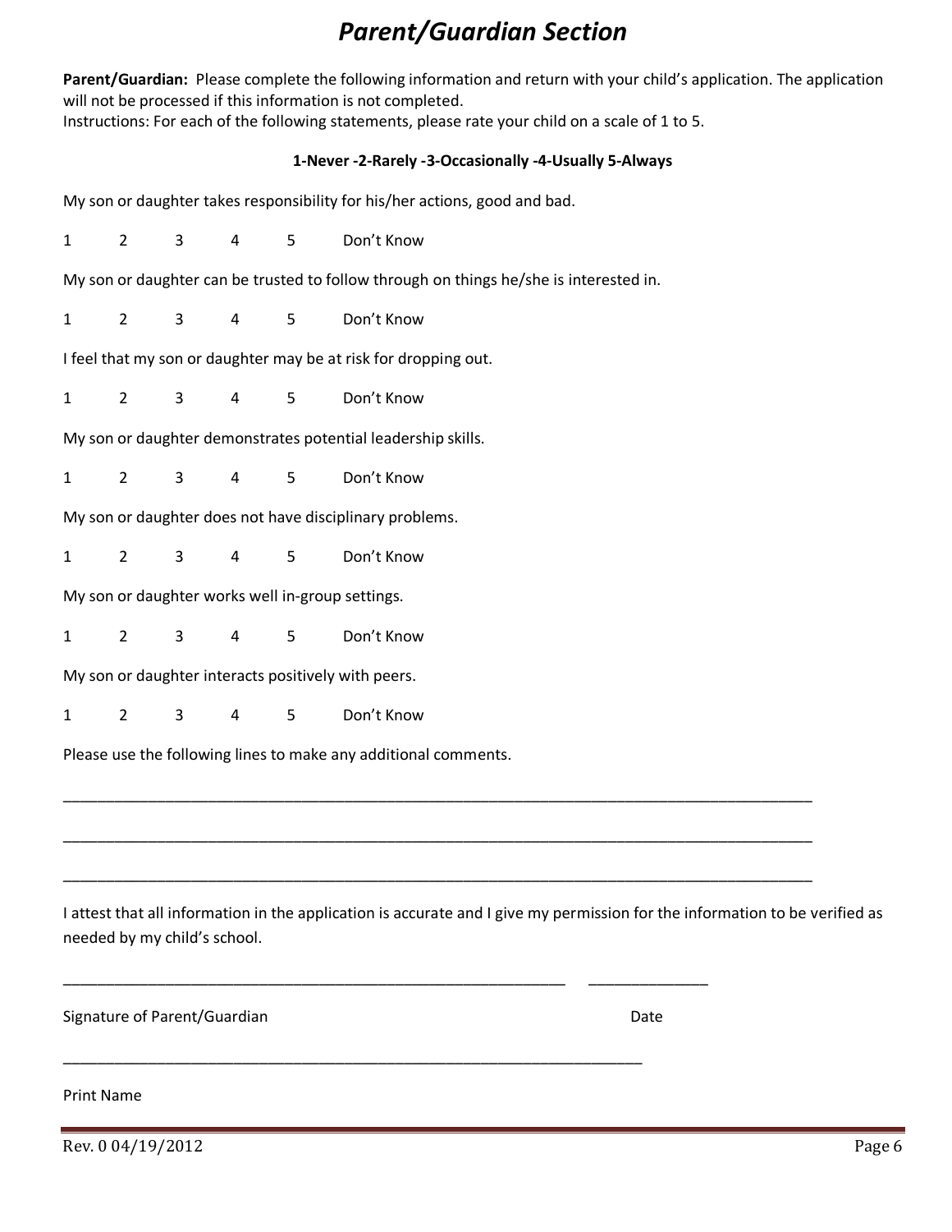# *Parent/Guardian Section*

**Parent/Guardian:** Please complete the following information and return with your child's application. The application will not be processed if this information is not completed.
Instructions: For each of the following statements, please rate your child on a scale of 1 to 5.

**1-Never -2-Rarely -3-Occasionally -4-Usually 5-Always**

My son or daughter takes responsibility for his/her actions, good and bad.

1 2 3 4 5 Don't Know

My son or daughter can be trusted to follow through on things he/she is interested in.

1 2 3 4 5 Don't Know

I feel that my son or daughter may be at risk for dropping out.

1 2 3 4 5 Don't Know

My son or daughter demonstrates potential leadership skills.

1 2 3 4 5 Don't Know

My son or daughter does not have disciplinary problems.

1 2 3 4 5 Don't Know

My son or daughter works well in-group settings.

1 2 3 4 5 Don't Know

My son or daughter interacts positively with peers.

1 2 3 4 5 Don't Know

Please use the following lines to make any additional comments.

_______________________________________________________________________________________

_______________________________________________________________________________________

_______________________________________________________________________________________

I attest that all information in the application is accurate and I give my permission for the information to be verified as needed by my child's school.

__________________________________________________________ _____________

Signature of Parent/Guardian Date

__________________________________________________________________

Print Name

Rev. 0 04/19/2012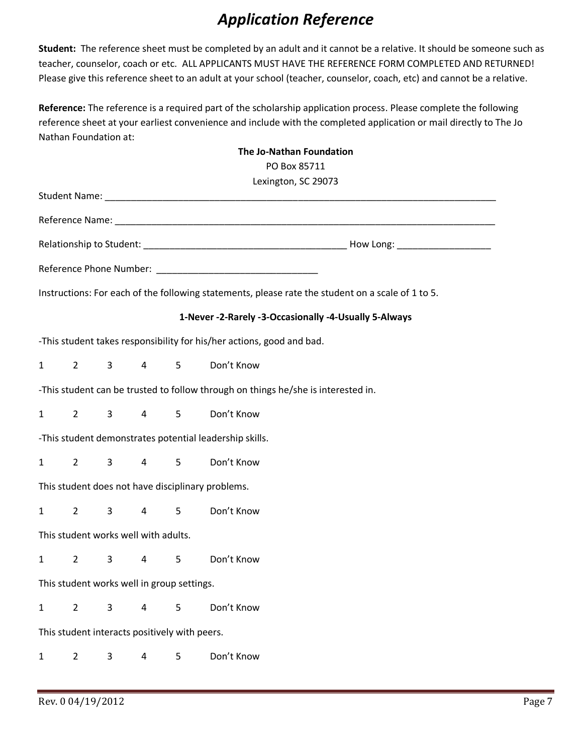# *Application Reference*

**Student:** The reference sheet must be completed by an adult and it cannot be a relative. It should be someone such as teacher, counselor, coach or etc. ALL APPLICANTS MUST HAVE THE REFERENCE FORM COMPLETED AND RETURNED! Please give this reference sheet to an adult at your school (teacher, counselor, coach, etc) and cannot be a relative.

**Reference:** The reference is a required part of the scholarship application process. Please complete the following reference sheet at your earliest convenience and include with the completed application or mail directly to The Jo Nathan Foundation at:

**The Jo-Nathan Foundation**
PO Box 85711
Lexington, SC 29073

Student Name: ___________________________________________________________________________

Reference Name: _________________________________________________________________________

Relationship to Student: ______________________________________ How Long: _________________

Reference Phone Number: ______________________________

Instructions: For each of the following statements, please rate the student on a scale of 1 to 5.

**1-Never -2-Rarely -3-Occasionally -4-Usually 5-Always**

-This student takes responsibility for his/her actions, good and bad.

1 2 3 4 5 Don't Know

-This student can be trusted to follow through on things he/she is interested in.

1 2 3 4 5 Don't Know

-This student demonstrates potential leadership skills.

1 2 3 4 5 Don't Know

This student does not have disciplinary problems.

1 2 3 4 5 Don't Know

This student works well with adults.

1 2 3 4 5 Don't Know

This student works well in group settings.

1 2 3 4 5 Don't Know

This student interacts positively with peers.

1 2 3 4 5 Don't Know

Rev. 0 04/19/2012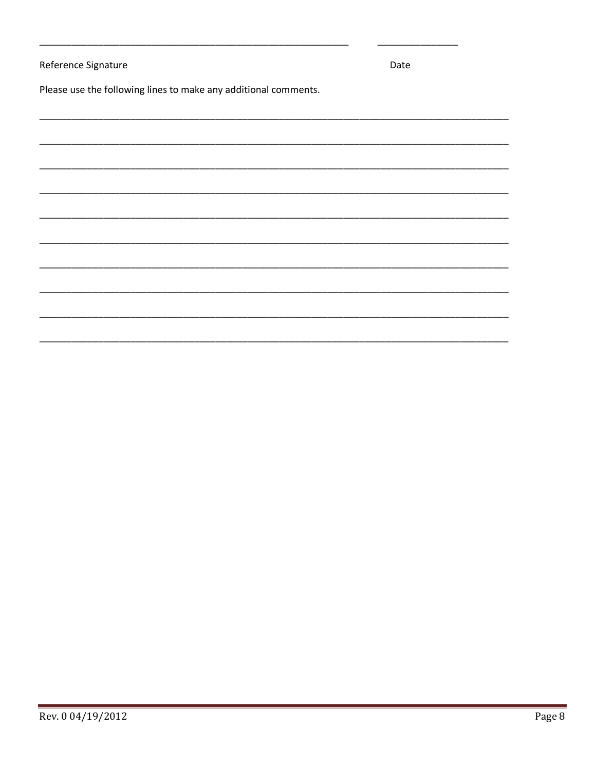\_\_\_\_\_\_\_\_\_\_\_\_\_\_\_\_\_\_\_\_\_\_\_\_\_\_\_\_\_\_\_\_\_\_\_\_\_\_\_\_\_\_\_\_\_\_\_\_\_\_\_\_\_\_\_\_\_\_ \_\_\_\_\_\_\_\_\_\_\_\_\_\_\_

Reference Signature Date

Please use the following lines to make any additional comments.

\_\_\_\_\_\_\_\_\_\_\_\_\_\_\_\_\_\_\_\_\_\_\_\_\_\_\_\_\_\_\_\_\_\_\_\_\_\_\_\_\_\_\_\_\_\_\_\_\_\_\_\_\_\_\_\_\_\_\_\_\_\_\_\_\_\_\_\_\_\_\_\_\_\_\_\_\_\_\_\_\_\_\_\_\_\_\_

\_\_\_\_\_\_\_\_\_\_\_\_\_\_\_\_\_\_\_\_\_\_\_\_\_\_\_\_\_\_\_\_\_\_\_\_\_\_\_\_\_\_\_\_\_\_\_\_\_\_\_\_\_\_\_\_\_\_\_\_\_\_\_\_\_\_\_\_\_\_\_\_\_\_\_\_\_\_\_\_\_\_\_\_\_\_\_

\_\_\_\_\_\_\_\_\_\_\_\_\_\_\_\_\_\_\_\_\_\_\_\_\_\_\_\_\_\_\_\_\_\_\_\_\_\_\_\_\_\_\_\_\_\_\_\_\_\_\_\_\_\_\_\_\_\_\_\_\_\_\_\_\_\_\_\_\_\_\_\_\_\_\_\_\_\_\_\_\_\_\_\_\_\_\_

\_\_\_\_\_\_\_\_\_\_\_\_\_\_\_\_\_\_\_\_\_\_\_\_\_\_\_\_\_\_\_\_\_\_\_\_\_\_\_\_\_\_\_\_\_\_\_\_\_\_\_\_\_\_\_\_\_\_\_\_\_\_\_\_\_\_\_\_\_\_\_\_\_\_\_\_\_\_\_\_\_\_\_\_\_\_\_

\_\_\_\_\_\_\_\_\_\_\_\_\_\_\_\_\_\_\_\_\_\_\_\_\_\_\_\_\_\_\_\_\_\_\_\_\_\_\_\_\_\_\_\_\_\_\_\_\_\_\_\_\_\_\_\_\_\_\_\_\_\_\_\_\_\_\_\_\_\_\_\_\_\_\_\_\_\_\_\_\_\_\_\_\_\_\_

\_\_\_\_\_\_\_\_\_\_\_\_\_\_\_\_\_\_\_\_\_\_\_\_\_\_\_\_\_\_\_\_\_\_\_\_\_\_\_\_\_\_\_\_\_\_\_\_\_\_\_\_\_\_\_\_\_\_\_\_\_\_\_\_\_\_\_\_\_\_\_\_\_\_\_\_\_\_\_\_\_\_\_\_\_\_\_

\_\_\_\_\_\_\_\_\_\_\_\_\_\_\_\_\_\_\_\_\_\_\_\_\_\_\_\_\_\_\_\_\_\_\_\_\_\_\_\_\_\_\_\_\_\_\_\_\_\_\_\_\_\_\_\_\_\_\_\_\_\_\_\_\_\_\_\_\_\_\_\_\_\_\_\_\_\_\_\_\_\_\_\_\_\_\_

\_\_\_\_\_\_\_\_\_\_\_\_\_\_\_\_\_\_\_\_\_\_\_\_\_\_\_\_\_\_\_\_\_\_\_\_\_\_\_\_\_\_\_\_\_\_\_\_\_\_\_\_\_\_\_\_\_\_\_\_\_\_\_\_\_\_\_\_\_\_\_\_\_\_\_\_\_\_\_\_\_\_\_\_\_\_\_

\_\_\_\_\_\_\_\_\_\_\_\_\_\_\_\_\_\_\_\_\_\_\_\_\_\_\_\_\_\_\_\_\_\_\_\_\_\_\_\_\_\_\_\_\_\_\_\_\_\_\_\_\_\_\_\_\_\_\_\_\_\_\_\_\_\_\_\_\_\_\_\_\_\_\_\_\_\_\_\_\_\_\_\_\_\_\_

\_\_\_\_\_\_\_\_\_\_\_\_\_\_\_\_\_\_\_\_\_\_\_\_\_\_\_\_\_\_\_\_\_\_\_\_\_\_\_\_\_\_\_\_\_\_\_\_\_\_\_\_\_\_\_\_\_\_\_\_\_\_\_\_\_\_\_\_\_\_\_\_\_\_\_\_\_\_\_\_\_\_\_\_\_\_\_

Rev. 0 04/19/2012